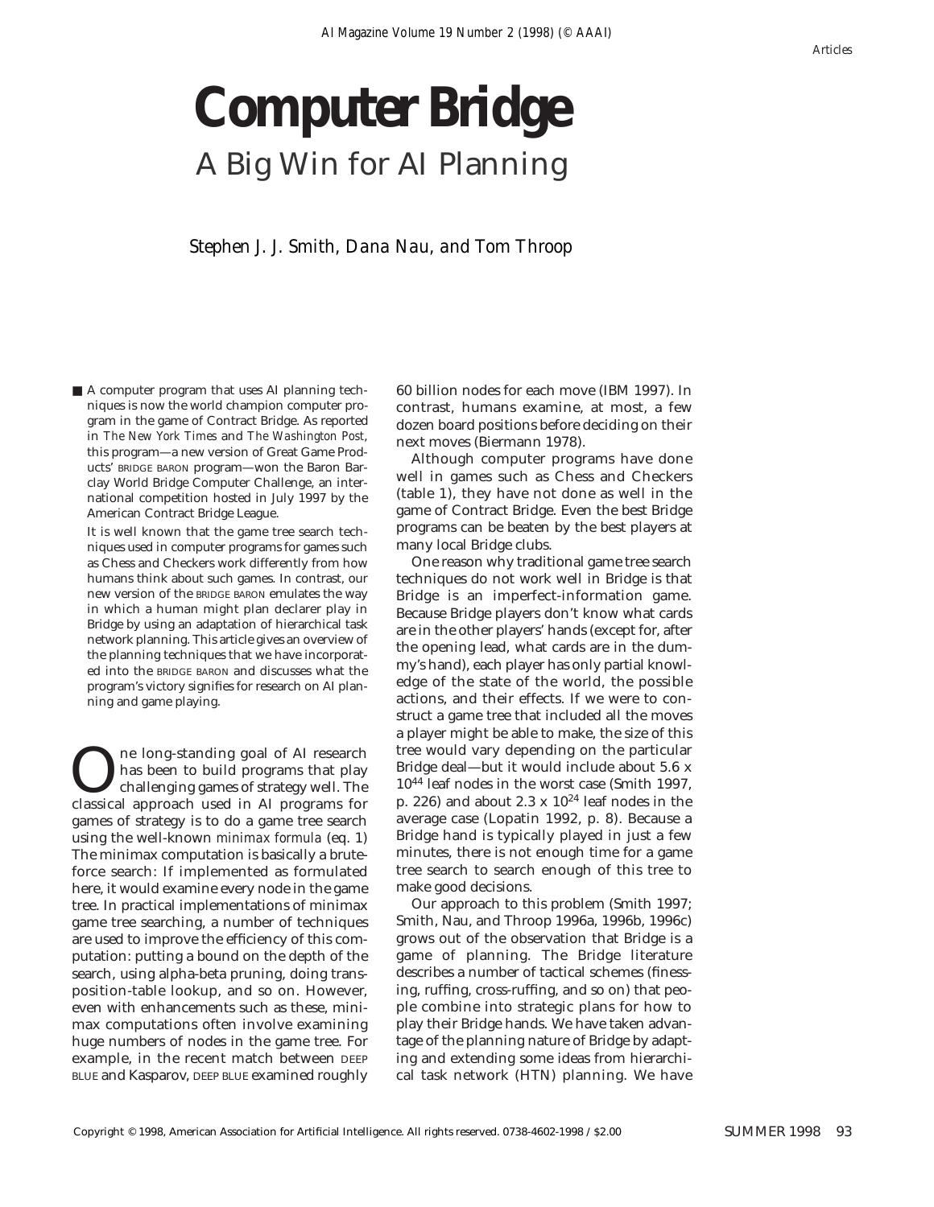# Computer Bridge

## A Big Win for AI Planning

*Stephen J. J. Smith, Dana Nau, and Tom Throop*

■ A computer program that uses AI planning techniques is now the world champion computer program in the game of Contract Bridge. As reported in *The New York Times* and *The Washington Post*, this program—a new version of Great Game Products' BRIDGE BARON program—won the Baron Barclay World Bridge Computer Challenge, an international competition hosted in July 1997 by the American Contract Bridge League.

It is well known that the game tree search techniques used in computer programs for games such as Chess and Checkers work differently from how humans think about such games. In contrast, our new version of the BRIDGE BARON emulates the way in which a human might plan declarer play in Bridge by using an adaptation of hierarchical task network planning. This article gives an overview of the planning techniques that we have incorporated into the BRIDGE BARON and discusses what the program's victory signifies for research on AI planning and game playing.

One long-standing goal of AI research has been to build programs that play challenging games of strategy well. The classical approach used in AI programs for games of strategy is to do a game tree search using the well-known *minimax formula* (eq. 1) The minimax computation is basically a brute-force search: If implemented as formulated here, it would examine every node in the game tree. In practical implementations of minimax game tree searching, a number of techniques are used to improve the efficiency of this computation: putting a bound on the depth of the search, using alpha-beta pruning, doing transposition-table lookup, and so on. However, even with enhancements such as these, minimax computations often involve examining huge numbers of nodes in the game tree. For example, in the recent match between DEEP BLUE and Kasparov, DEEP BLUE examined roughly 60 billion nodes for each move (IBM 1997). In contrast, humans examine, at most, a few dozen board positions before deciding on their next moves (Biermann 1978).

Although computer programs have done well in games such as Chess and Checkers (table 1), they have not done as well in the game of Contract Bridge. Even the best Bridge programs can be beaten by the best players at many local Bridge clubs.

One reason why traditional game tree search techniques do not work well in Bridge is that Bridge is an imperfect-information game. Because Bridge players don't know what cards are in the other players' hands (except for, after the opening lead, what cards are in the dummy's hand), each player has only partial knowledge of the state of the world, the possible actions, and their effects. If we were to construct a game tree that included all the moves a player might be able to make, the size of this tree would vary depending on the particular Bridge deal—but it would include about $5.6 \times 10^{44}$ leaf nodes in the worst case (Smith 1997, p. 226) and about $2.3 \times 10^{24}$ leaf nodes in the average case (Lopatin 1992, p. 8). Because a Bridge hand is typically played in just a few minutes, there is not enough time for a game tree search to search enough of this tree to make good decisions.

Our approach to this problem (Smith 1997; Smith, Nau, and Throop 1996a, 1996b, 1996c) grows out of the observation that Bridge is a game of planning. The Bridge literature describes a number of tactical schemes (finessing, ruffing, cross-ruffing, and so on) that people combine into strategic plans for how to play their Bridge hands. We have taken advantage of the planning nature of Bridge by adapting and extending some ideas from hierarchical task network (HTN) planning. We have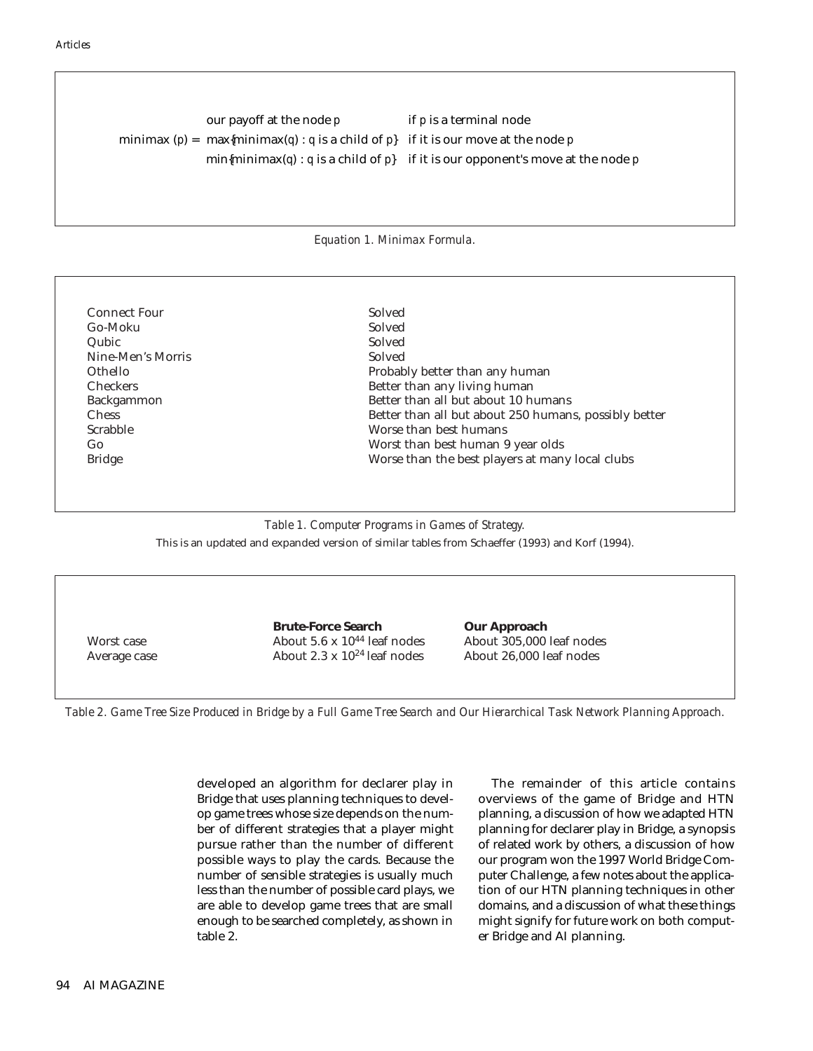$$
\text{minimax}(p) = \begin{cases} \text{our payoff at the node } p & \text{if } p \text{ is a terminal node} \\ \max\{\text{minimax}(q) : q \text{ is a child of } p\} & \text{if it is our move at the node } p \\ \min\{\text{minimax}(q) : q \text{ is a child of } p\} & \text{if it is our opponent's move at the node } p \end{cases}
$$

*Equation 1. Minimax Formula.*

| | |
|---|---|
| Connect Four | Solved |
| Go-Moku | Solved |
| Qubic | Solved |
| Nine-Men's Morris | Solved |
| Othello | Probably better than any human |
| Checkers | Better than any living human |
| Backgammon | Better than all but about 10 humans |
| Chess | Better than all but about 250 humans, possibly better |
| Scrabble | Worse than best humans |
| Go | Worst than best human 9 year olds |
| Bridge | Worse than the best players at many local clubs |

*Table 1. Computer Programs in Games of Strategy.*

This is an updated and expanded version of similar tables from Schaeffer (1993) and Korf (1994).

| | **Brute-Force Search** | **Our Approach** |
|---|---|---|
| Worst case | About $5.6 \times 10^{44}$ leaf nodes | About 305,000 leaf nodes |
| Average case | About $2.3 \times 10^{24}$ leaf nodes | About 26,000 leaf nodes |

*Table 2. Game Tree Size Produced in Bridge by a Full Game Tree Search and Our Hierarchical Task Network Planning Approach.*

developed an algorithm for declarer play in Bridge that uses planning techniques to develop game trees whose size depends on the number of different strategies that a player might pursue rather than the number of different possible ways to play the cards. Because the number of sensible strategies is usually much less than the number of possible card plays, we are able to develop game trees that are small enough to be searched completely, as shown in table 2.

The remainder of this article contains overviews of the game of Bridge and HTN planning, a discussion of how we adapted HTN planning for declarer play in Bridge, a synopsis of related work by others, a discussion of how our program won the 1997 World Bridge Computer Challenge, a few notes about the application of our HTN planning techniques in other domains, and a discussion of what these things might signify for future work on both computer Bridge and AI planning.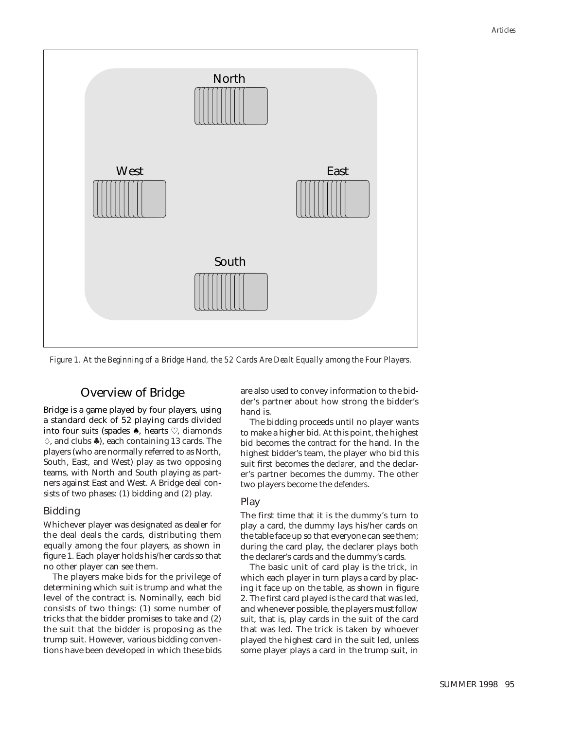North

West

East

South

*Figure 1. At the Beginning of a Bridge Hand, the 52 Cards Are Dealt Equally among the Four Players.*

## Overview of Bridge

Bridge is a game played by four players, using a standard deck of 52 playing cards divided into four *suits* (spades ♠, hearts ♡, diamonds ◇, and clubs ♣), each containing 13 cards. The players (who are normally referred to as North, South, East, and West) play as two opposing teams, with North and South playing as partners against East and West. A Bridge deal consists of two phases: (1) bidding and (2) play.

### Bidding

Whichever player was designated as dealer for the deal deals the cards, distributing them equally among the four players, as shown in figure 1. Each player holds his/her cards so that no other player can see them.

The players make bids for the privilege of determining which suit is trump and what the level of the contract is. Nominally, each bid consists of two things: (1) some number of tricks that the bidder promises to take and (2) the suit that the bidder is proposing as the trump suit. However, various bidding conventions have been developed in which these bids are also used to convey information to the bidder's partner about how strong the bidder's hand is.

The bidding proceeds until no player wants to make a higher bid. At this point, the highest bid becomes the *contract* for the hand. In the highest bidder's team, the player who bid this suit first becomes the *declarer*, and the declarer's partner becomes the *dummy*. The other two players become the *defenders*.

### Play

The first time that it is the dummy's turn to play a card, the dummy lays his/her cards on the table face up so that everyone can see them; during the card play, the declarer plays both the declarer's cards and the dummy's cards.

The basic unit of card play is the *trick*, in which each player in turn plays a card by placing it face up on the table, as shown in figure 2. The first card played is the card that was led, and whenever possible, the players must *follow suit*, that is, play cards in the suit of the card that was led. The trick is taken by whoever played the highest card in the suit led, unless some player plays a card in the trump suit, in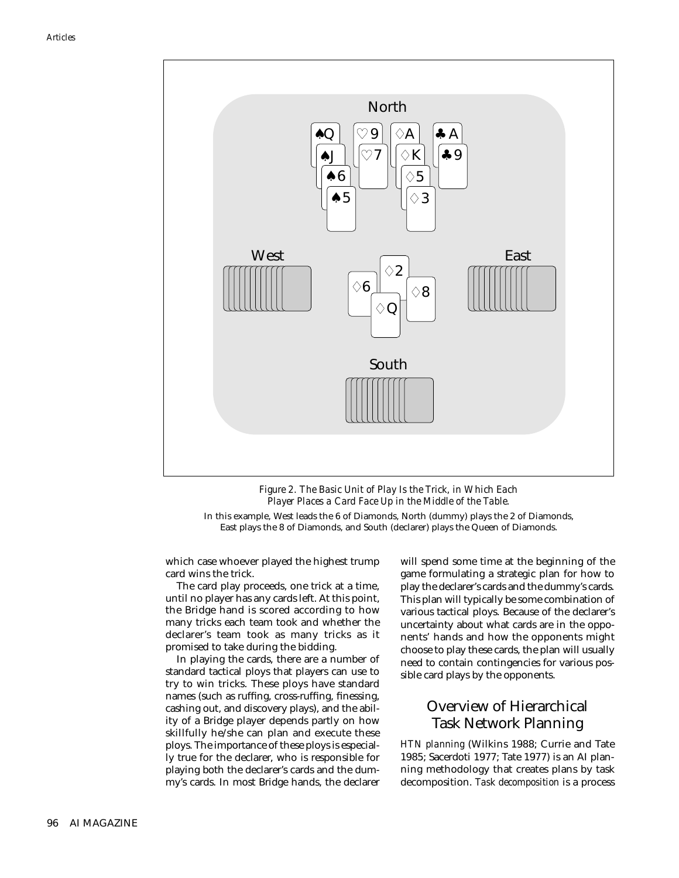North

♠Q ♠J ♠6 ♠5 ♡9 ♡7 ♢A ♢K ♢5 ♢3 ♣A ♣9

West

East

♢6 ♢2 ♢8 ♢Q

South

*Figure 2. The Basic Unit of Play Is the Trick, in Which Each Player Places a Card Face Up in the Middle of the Table.*

In this example, West leads the 6 of Diamonds, North (dummy) plays the 2 of Diamonds, East plays the 8 of Diamonds, and South (declarer) plays the Queen of Diamonds.

which case whoever played the highest trump card wins the trick.

The card play proceeds, one trick at a time, until no player has any cards left. At this point, the Bridge hand is scored according to how many tricks each team took and whether the declarer's team took as many tricks as it promised to take during the bidding.

In playing the cards, there are a number of standard tactical ploys that players can use to try to win tricks. These ploys have standard names (such as ruffing, cross-ruffing, finessing, cashing out, and discovery plays), and the ability of a Bridge player depends partly on how skillfully he/she can plan and execute these ploys. The importance of these ploys is especially true for the declarer, who is responsible for playing both the declarer's cards and the dummy's cards. In most Bridge hands, the declarer will spend some time at the beginning of the game formulating a strategic plan for how to play the declarer's cards and the dummy's cards. This plan will typically be some combination of various tactical ploys. Because of the declarer's uncertainty about what cards are in the opponents' hands and how the opponents might choose to play these cards, the plan will usually need to contain contingencies for various possible card plays by the opponents.

## Overview of Hierarchical Task Network Planning

*HTN planning* (Wilkins 1988; Currie and Tate 1985; Sacerdoti 1977; Tate 1977) is an AI planning methodology that creates plans by task decomposition. *Task decomposition* is a process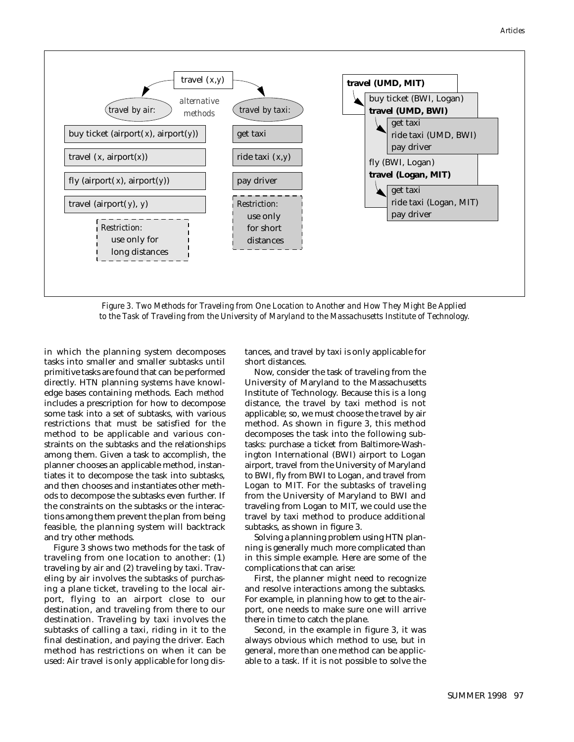travel (x,y)

alternative methods

travel by air:

buy ticket (airport(x), airport(y))

travel (x, airport(x))

fly (airport(x), airport(y))

travel (airport(y), y)

Restriction: use only for long distances

travel by taxi:

get taxi

ride taxi (x,y)

pay driver

Restriction: use only for short distances

**travel (UMD, MIT)**

buy ticket (BWI, Logan)

**travel (UMD, BWI)**

get taxi

ride taxi (UMD, BWI)

pay driver

fly (BWI, Logan)

**travel (Logan, MIT)**

get taxi

ride taxi (Logan, MIT)

pay driver

*Figure 3. Two Methods for Traveling from One Location to Another and How They Might Be Applied to the Task of Traveling from the University of Maryland to the Massachusetts Institute of Technology.*

in which the planning system decomposes tasks into smaller and smaller subtasks until primitive tasks are found that can be performed directly. HTN planning systems have knowledge bases containing methods. Each *method* includes a prescription for how to decompose some task into a set of subtasks, with various restrictions that must be satisfied for the method to be applicable and various constraints on the subtasks and the relationships among them. Given a task to accomplish, the planner chooses an applicable method, instantiates it to decompose the task into subtasks, and then chooses and instantiates other methods to decompose the subtasks even further. If the constraints on the subtasks or the interactions among them prevent the plan from being feasible, the planning system will backtrack and try other methods.

Figure 3 shows two methods for the task of traveling from one location to another: (1) traveling by air and (2) traveling by taxi. Traveling by air involves the subtasks of purchasing a plane ticket, traveling to the local airport, flying to an airport close to our destination, and traveling from there to our destination. Traveling by taxi involves the subtasks of calling a taxi, riding in it to the final destination, and paying the driver. Each method has restrictions on when it can be used: Air travel is only applicable for long distances, and travel by taxi is only applicable for short distances.

Now, consider the task of traveling from the University of Maryland to the Massachusetts Institute of Technology. Because this is a long distance, the travel by taxi method is not applicable; so, we must choose the travel by air method. As shown in figure 3, this method decomposes the task into the following subtasks: purchase a ticket from Baltimore-Washington International (BWI) airport to Logan airport, travel from the University of Maryland to BWI, fly from BWI to Logan, and travel from Logan to MIT. For the subtasks of traveling from the University of Maryland to BWI and traveling from Logan to MIT, we could use the travel by taxi method to produce additional subtasks, as shown in figure 3.

Solving a planning problem using HTN planning is generally much more complicated than in this simple example. Here are some of the complications that can arise:

First, the planner might need to recognize and resolve interactions among the subtasks. For example, in planning how to get to the airport, one needs to make sure one will arrive there in time to catch the plane.

Second, in the example in figure 3, it was always obvious which method to use, but in general, more than one method can be applicable to a task. If it is not possible to solve the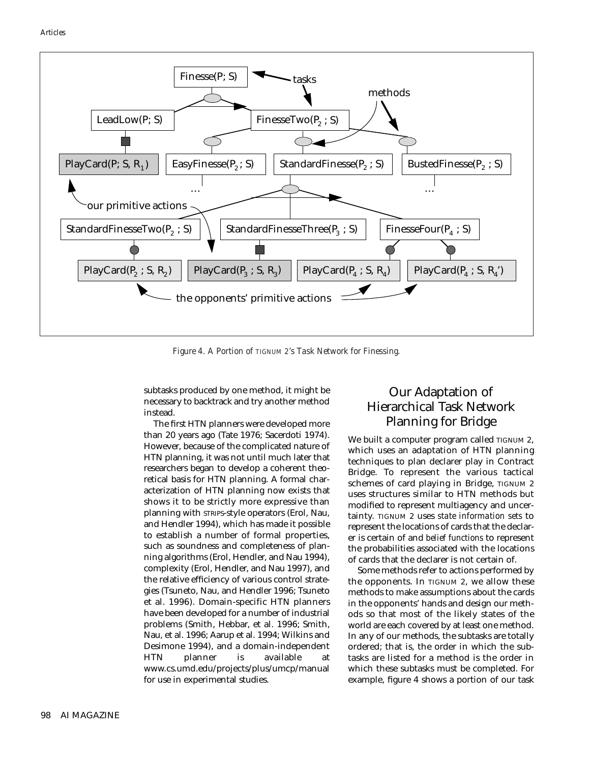Figure 4. A Portion of TIGNUM 2's Task Network for Finessing.

subtasks produced by one method, it might be necessary to backtrack and try another method instead.

The first HTN planners were developed more than 20 years ago (Tate 1976; Sacerdoti 1974). However, because of the complicated nature of HTN planning, it was not until much later that researchers began to develop a coherent theoretical basis for HTN planning. A formal characterization of HTN planning now exists that shows it to be strictly more expressive than planning with STRIPS-style operators (Erol, Nau, and Hendler 1994), which has made it possible to establish a number of formal properties, such as soundness and completeness of planning algorithms (Erol, Hendler, and Nau 1994), complexity (Erol, Hendler, and Nau 1997), and the relative efficiency of various control strategies (Tsuneto, Nau, and Hendler 1996; Tsuneto et al. 1996). Domain-specific HTN planners have been developed for a number of industrial problems (Smith, Hebbar, et al. 1996; Smith, Nau, et al. 1996; Aarup et al. 1994; Wilkins and Desimone 1994), and a domain-independent HTN planner is available at www.cs.umd.edu/projects/plus/umcp/manual for use in experimental studies.

## Our Adaptation of Hierarchical Task Network Planning for Bridge

We built a computer program called TIGNUM 2, which uses an adaptation of HTN planning techniques to plan declarer play in Contract Bridge. To represent the various tactical schemes of card playing in Bridge, TIGNUM 2 uses structures similar to HTN methods but modified to represent multiagency and uncertainty. TIGNUM 2 uses *state information sets* to represent the locations of cards that the declarer is certain of and *belief functions* to represent the probabilities associated with the locations of cards that the declarer is not certain of.

Some methods refer to actions performed by the opponents. In TIGNUM 2, we allow these methods to make assumptions about the cards in the opponents' hands and design our methods so that most of the likely states of the world are each covered by at least one method. In any of our methods, the subtasks are totally ordered; that is, the order in which the subtasks are listed for a method is the order in which these subtasks must be completed. For example, figure 4 shows a portion of our task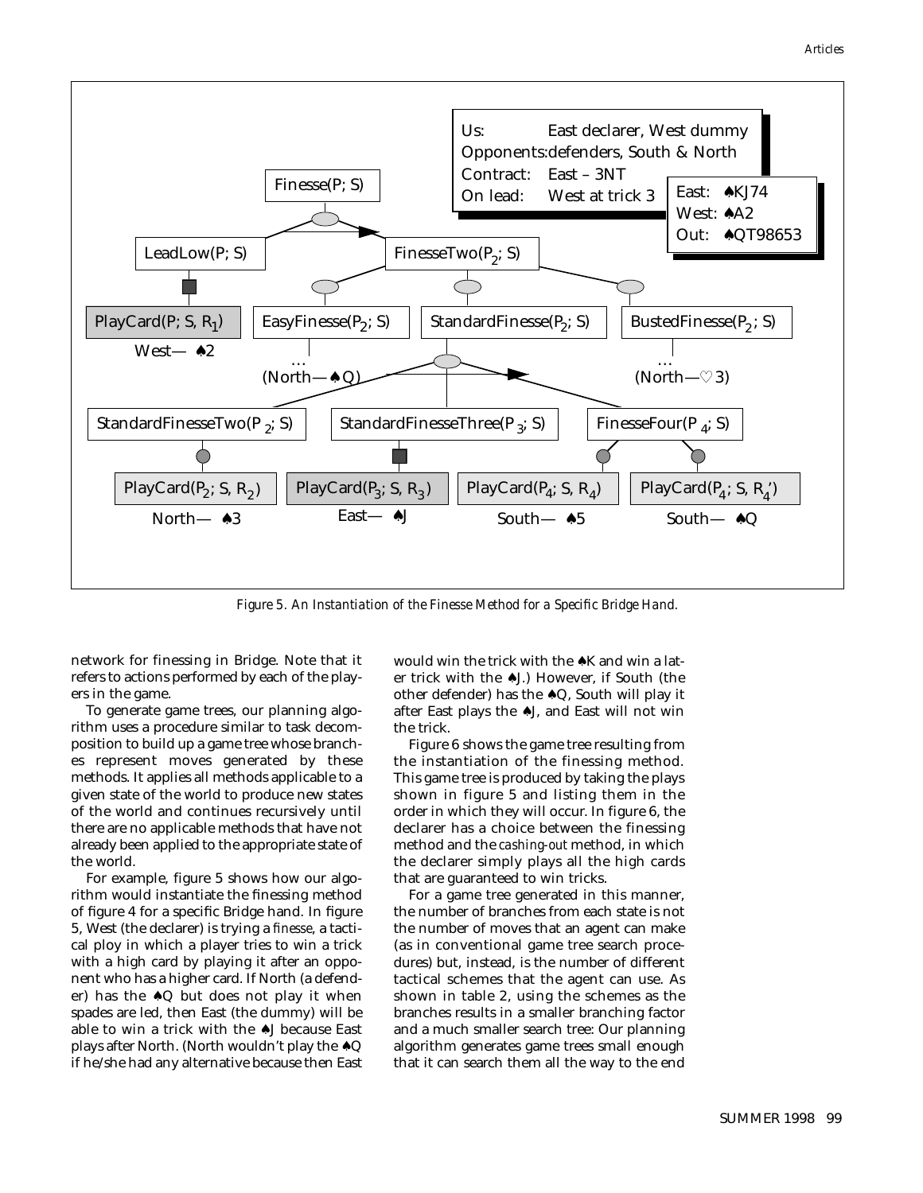Us: East declarer, West dummy
Opponents: defenders, South & North
Contract: East – 3NT
On lead: West at trick 3

East: ♠KJ74
West: ♠A2
Out: ♠QT98653

Finesse(P; S)

LeadLow(P; S)

FinesseTwo($P_2$; S)

PlayCard(P; S, $R_1$)

West— ♠2

EasyFinesse($P_2$; S)

… (North—♠Q)

StandardFinesse($P_2$; S)

BustedFinesse($P_2$; S)

… (North—♡3)

StandardFinesseTwo($P_2$; S)

StandardFinesseThree($P_3$; S)

FinesseFour($P_4$; S)

PlayCard($P_2$; S, $R_2$)

North— ♠3

PlayCard($P_3$; S, $R_3$)

East— ♠J

PlayCard($P_4$; S, $R_4$)

South— ♠5

PlayCard($P_4$; S, $R_4$')

South— ♠Q

*Figure 5. An Instantiation of the Finesse Method for a Specific Bridge Hand.*

network for finessing in Bridge. Note that it refers to actions performed by each of the players in the game.

To generate game trees, our planning algorithm uses a procedure similar to task decomposition to build up a game tree whose branches represent moves generated by these methods. It applies all methods applicable to a given state of the world to produce new states of the world and continues recursively until there are no applicable methods that have not already been applied to the appropriate state of the world.

For example, figure 5 shows how our algorithm would instantiate the finessing method of figure 4 for a specific Bridge hand. In figure 5, West (the declarer) is trying a *finesse*, a tactical ploy in which a player tries to win a trick with a high card by playing it after an opponent who has a higher card. If North (a defender) has the ♠Q but does not play it when spades are led, then East (the dummy) will be able to win a trick with the ♠J because East plays after North. (North wouldn't play the ♠Q if he/she had any alternative because then East would win the trick with the ♠K and win a later trick with the ♠J.) However, if South (the other defender) has the ♠Q, South will play it after East plays the ♠J, and East will not win the trick.

Figure 6 shows the game tree resulting from the instantiation of the finessing method. This game tree is produced by taking the plays shown in figure 5 and listing them in the order in which they will occur. In figure 6, the declarer has a choice between the finessing method and the *cashing-out* method, in which the declarer simply plays all the high cards that are guaranteed to win tricks.

For a game tree generated in this manner, the number of branches from each state is not the number of moves that an agent can make (as in conventional game tree search procedures) but, instead, is the number of different tactical schemes that the agent can use. As shown in table 2, using the schemes as the branches results in a smaller branching factor and a much smaller search tree: Our planning algorithm generates game trees small enough that it can search them all the way to the end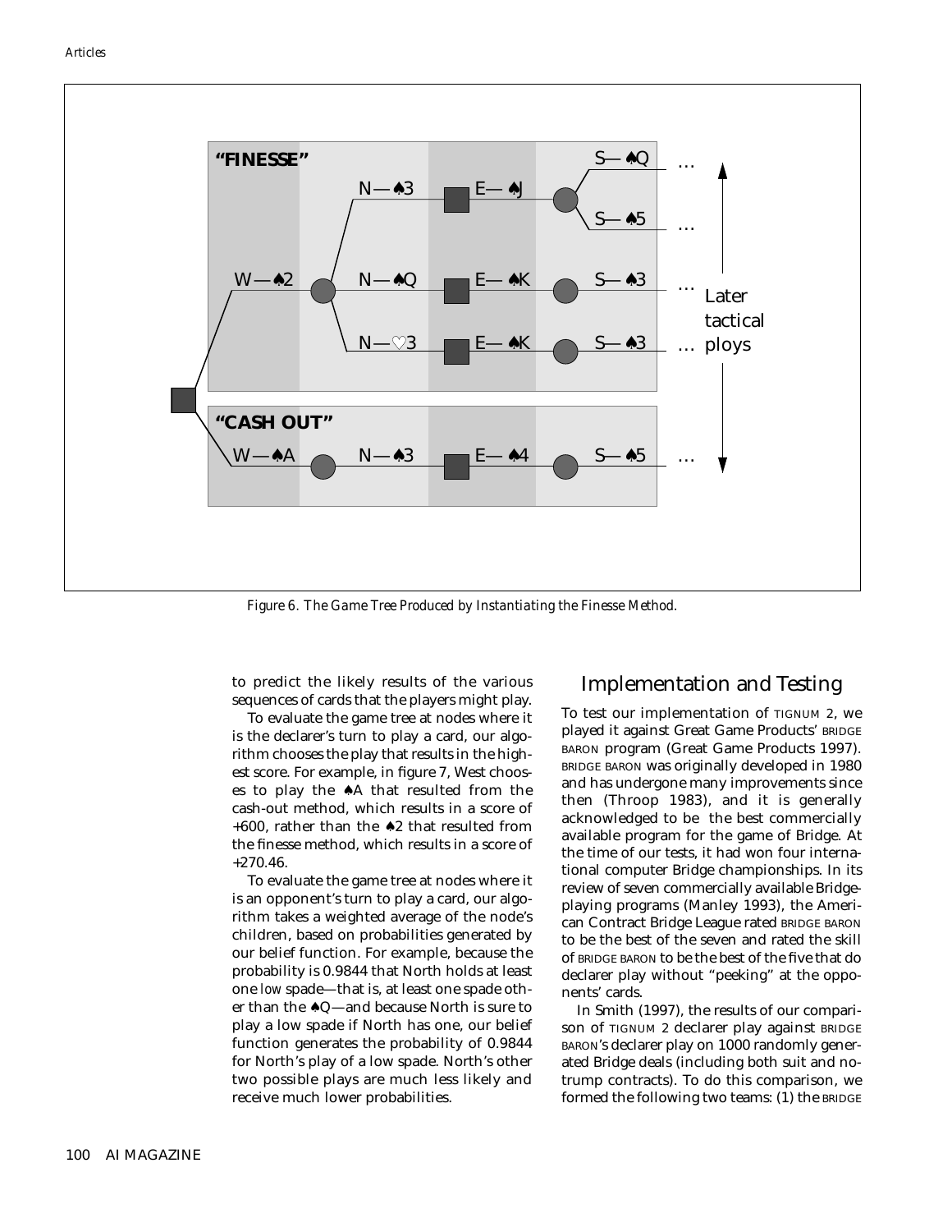"FINESSE"

W—♠2

N—♠3

E—♠J

S—♠Q

S—♠5

N—♠Q

E—♠K

S—♠3

N—♡3

E—♠K

S—♠3

"CASH OUT"

W—♠A

N—♠3

E—♠4

S—♠5

Later tactical ploys

*Figure 6. The Game Tree Produced by Instantiating the Finesse Method.*

to predict the likely results of the various sequences of cards that the players might play.

To evaluate the game tree at nodes where it is the declarer's turn to play a card, our algorithm chooses the play that results in the highest score. For example, in figure 7, West chooses to play the ♠A that resulted from the cash-out method, which results in a score of +600, rather than the ♠2 that resulted from the finesse method, which results in a score of +270.46.

To evaluate the game tree at nodes where it is an opponent's turn to play a card, our algorithm takes a weighted average of the node's children, based on probabilities generated by our belief function. For example, because the probability is 0.9844 that North holds at least one *low* spade—that is, at least one spade other than the ♠Q—and because North is sure to play a low spade if North has one, our belief function generates the probability of 0.9844 for North's play of a low spade. North's other two possible plays are much less likely and receive much lower probabilities.

## Implementation and Testing

To test our implementation of TIGNUM 2, we played it against Great Game Products' BRIDGE BARON program (Great Game Products 1997). BRIDGE BARON was originally developed in 1980 and has undergone many improvements since then (Throop 1983), and it is generally acknowledged to be the best commercially available program for the game of Bridge. At the time of our tests, it had won four international computer Bridge championships. In its review of seven commercially available Bridge-playing programs (Manley 1993), the American Contract Bridge League rated BRIDGE BARON to be the best of the seven and rated the skill of BRIDGE BARON to be the best of the five that do declarer play without "peeking" at the opponents' cards.

In Smith (1997), the results of our comparison of TIGNUM 2 declarer play against BRIDGE BARON's declarer play on 1000 randomly generated Bridge deals (including both suit and no-trump contracts). To do this comparison, we formed the following two teams: (1) the BRIDGE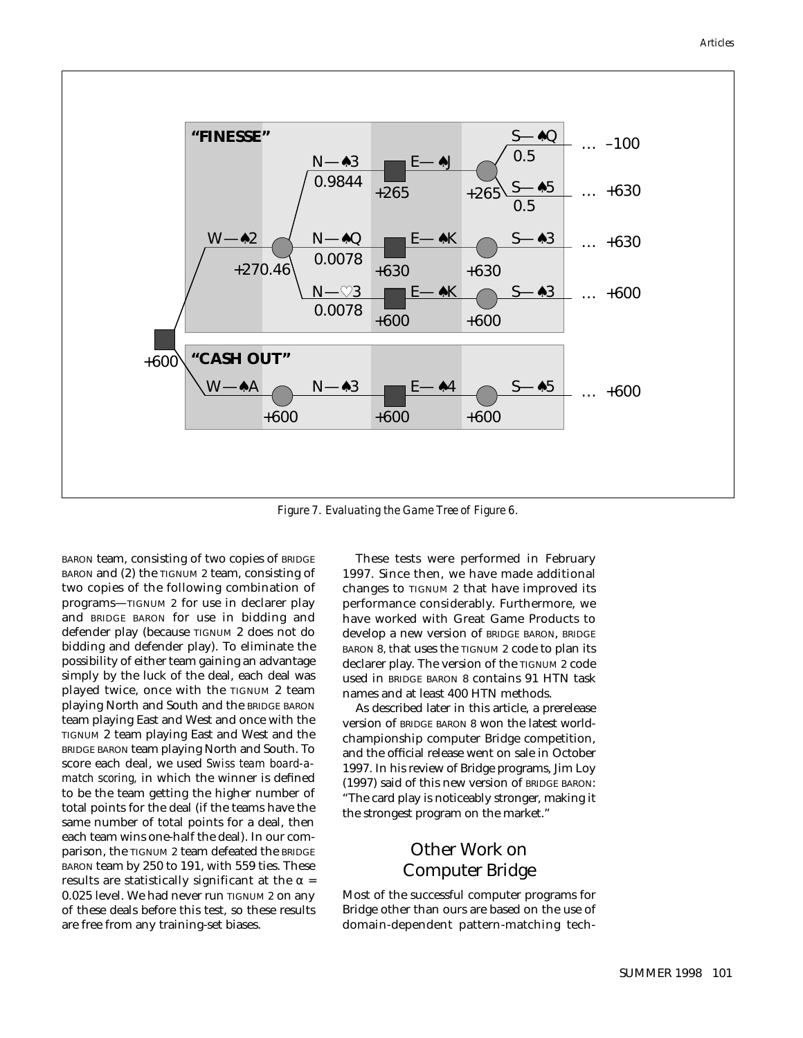"FINESSE"

W—♠2

+270.46

N—♠3
0.9844

+265

E—♠J

+265

S—♠Q
0.5

… –100

S—♠5
0.5

… +630

N—♠Q
0.0078

+630

E—♠K

+630

S—♠3

… +630

N—♡3
0.0078

+600

E—♠K

+600

S—♠3

… +600

+600

"CASH OUT"

W—♠A

+600

N—♠3

+600

E—♠4

+600

S—♠5

… +600

*Figure 7. Evaluating the Game Tree of Figure 6.*

BARON team, consisting of two copies of BRIDGE BARON and (2) the TIGNUM 2 team, consisting of two copies of the following combination of programs—TIGNUM 2 for use in declarer play and BRIDGE BARON for use in bidding and defender play (because TIGNUM 2 does not do bidding and defender play). To eliminate the possibility of either team gaining an advantage simply by the luck of the deal, each deal was played twice, once with the TIGNUM 2 team playing North and South and the BRIDGE BARON team playing East and West and once with the TIGNUM 2 team playing East and West and the BRIDGE BARON team playing North and South. To score each deal, we used *Swiss team board-a-match scoring,* in which the winner is defined to be the team getting the higher number of total points for the deal (if the teams have the same number of total points for a deal, then each team wins one-half the deal). In our comparison, the TIGNUM 2 team defeated the BRIDGE BARON team by 250 to 191, with 559 ties. These results are statistically significant at the $\alpha$ = 0.025 level. We had never run TIGNUM 2 on any of these deals before this test, so these results are free from any training-set biases.

These tests were performed in February 1997. Since then, we have made additional changes to TIGNUM 2 that have improved its performance considerably. Furthermore, we have worked with Great Game Products to develop a new version of BRIDGE BARON, BRIDGE BARON 8, that uses the TIGNUM 2 code to plan its declarer play. The version of the TIGNUM 2 code used in BRIDGE BARON 8 contains 91 HTN task names and at least 400 HTN methods.

As described later in this article, a prerelease version of BRIDGE BARON 8 won the latest world-championship computer Bridge competition, and the official release went on sale in October 1997. In his review of Bridge programs, Jim Loy (1997) said of this new version of BRIDGE BARON: "The card play is noticeably stronger, making it the strongest program on the market."

## Other Work on Computer Bridge

Most of the successful computer programs for Bridge other than ours are based on the use of domain-dependent pattern-matching tech-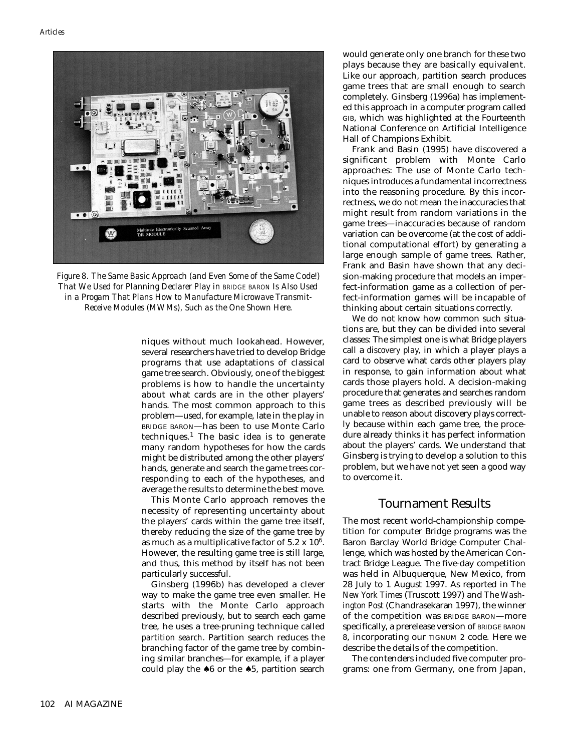Figure 8. The Same Basic Approach (and Even Some of the Same Code!) That We Used for Planning Declarer Play in BRIDGE BARON Is Also Used in a Progam That Plans How to Manufacture Microwave Transmit-Receive Modules (MWMs), Such as the One Shown Here.

niques without much lookahead. However, several researchers have tried to develop Bridge programs that use adaptations of classical game tree search. Obviously, one of the biggest problems is how to handle the uncertainty about what cards are in the other players' hands. The most common approach to this problem—used, for example, late in the play in BRIDGE BARON—has been to use Monte Carlo techniques.[1] The basic idea is to generate many random hypotheses for how the cards might be distributed among the other players' hands, generate and search the game trees corresponding to each of the hypotheses, and average the results to determine the best move.

This Monte Carlo approach removes the necessity of representing uncertainty about the players' cards within the game tree itself, thereby reducing the size of the game tree by as much as a multiplicative factor of $5.2 \times 10^6$. However, the resulting game tree is still large, and thus, this method by itself has not been particularly successful.

Ginsberg (1996b) has developed a clever way to make the game tree even smaller. He starts with the Monte Carlo approach described previously, but to search each game tree, he uses a tree-pruning technique called *partition search*. Partition search reduces the branching factor of the game tree by combining similar branches—for example, if a player could play the ♠6 or the ♠5, partition search would generate only one branch for these two plays because they are basically equivalent. Like our approach, partition search produces game trees that are small enough to search completely. Ginsberg (1996a) has implemented this approach in a computer program called GIB, which was highlighted at the Fourteenth National Conference on Artificial Intelligence Hall of Champions Exhibit.

Frank and Basin (1995) have discovered a significant problem with Monte Carlo approaches: The use of Monte Carlo techniques introduces a fundamental incorrectness into the reasoning procedure. By this incorrectness, we do not mean the inaccuracies that might result from random variations in the game trees—inaccuracies because of random variation can be overcome (at the cost of additional computational effort) by generating a large enough sample of game trees. Rather, Frank and Basin have shown that any decision-making procedure that models an imperfect-information game as a collection of perfect-information games will be incapable of thinking about certain situations correctly.

We do not know how common such situations are, but they can be divided into several classes: The simplest one is what Bridge players call a *discovery play*, in which a player plays a card to observe what cards other players play in response, to gain information about what cards those players hold. A decision-making procedure that generates and searches random game trees as described previously will be unable to reason about discovery plays correctly because within each game tree, the procedure already thinks it has perfect information about the players' cards. We understand that Ginsberg is trying to develop a solution to this problem, but we have not yet seen a good way to overcome it.

## Tournament Results

The most recent world-championship competition for computer Bridge programs was the Baron Barclay World Bridge Computer Challenge, which was hosted by the American Contract Bridge League. The five-day competition was held in Albuquerque, New Mexico, from 28 July to 1 August 1997. As reported in *The New York Times* (Truscott 1997) and *The Washington Post* (Chandrasekaran 1997), the winner of the competition was BRIDGE BARON—more specifically, a prerelease version of BRIDGE BARON 8, incorporating our TIGNUM 2 code. Here we describe the details of the competition.

The contenders included five computer programs: one from Germany, one from Japan,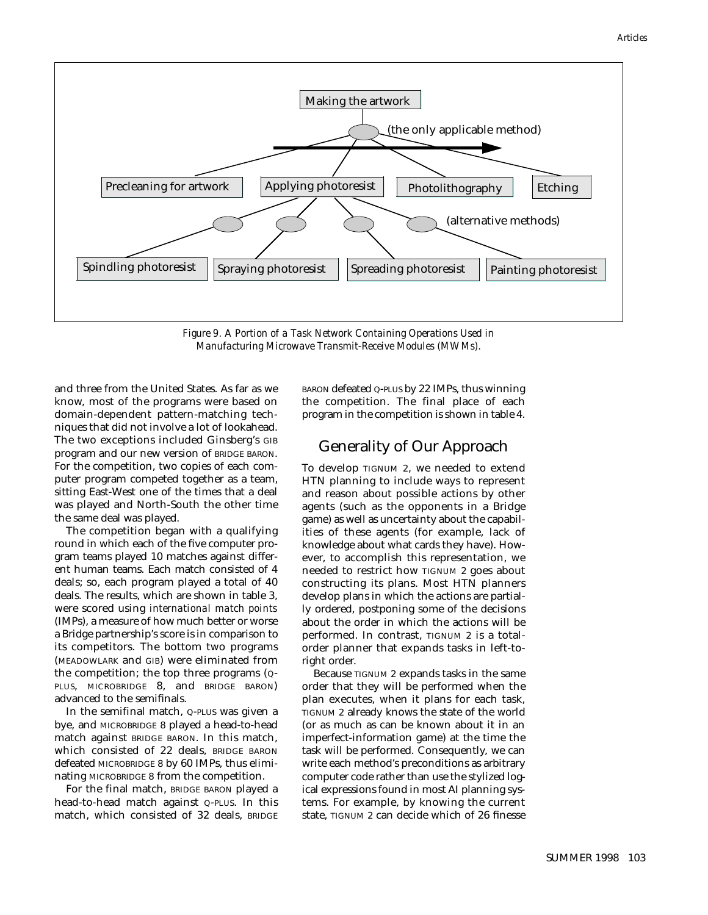Figure 9. A Portion of a Task Network Containing Operations Used in Manufacturing Microwave Transmit-Receive Modules (MWMs).

and three from the United States. As far as we know, most of the programs were based on domain-dependent pattern-matching techniques that did not involve a lot of lookahead. The two exceptions included Ginsberg's GIB program and our new version of BRIDGE BARON. For the competition, two copies of each computer program competed together as a team, sitting East-West one of the times that a deal was played and North-South the other time the same deal was played.

The competition began with a qualifying round in which each of the five computer program teams played 10 matches against different human teams. Each match consisted of 4 deals; so, each program played a total of 40 deals. The results, which are shown in table 3, were scored using *international match points* (IMPs), a measure of how much better or worse a Bridge partnership's score is in comparison to its competitors. The bottom two programs (MEADOWLARK and GIB) were eliminated from the competition; the top three programs (Q-PLUS, MICROBRIDGE 8, and BRIDGE BARON) advanced to the semifinals.

In the semifinal match, Q-PLUS was given a bye, and MICROBRIDGE 8 played a head-to-head match against BRIDGE BARON. In this match, which consisted of 22 deals, BRIDGE BARON defeated MICROBRIDGE 8 by 60 IMPs, thus eliminating MICROBRIDGE 8 from the competition.

For the final match, BRIDGE BARON played a head-to-head match against Q-PLUS. In this match, which consisted of 32 deals, BRIDGE BARON defeated Q-PLUS by 22 IMPs, thus winning the competition. The final place of each program in the competition is shown in table 4.

## Generality of Our Approach

To develop TIGNUM 2, we needed to extend HTN planning to include ways to represent and reason about possible actions by other agents (such as the opponents in a Bridge game) as well as uncertainty about the capabilities of these agents (for example, lack of knowledge about what cards they have). However, to accomplish this representation, we needed to restrict how TIGNUM 2 goes about constructing its plans. Most HTN planners develop plans in which the actions are partially ordered, postponing some of the decisions about the order in which the actions will be performed. In contrast, TIGNUM 2 is a total-order planner that expands tasks in left-to-right order.

Because TIGNUM 2 expands tasks in the same order that they will be performed when the plan executes, when it plans for each task, TIGNUM 2 already knows the state of the world (or as much as can be known about it in an imperfect-information game) at the time the task will be performed. Consequently, we can write each method's preconditions as arbitrary computer code rather than use the stylized logical expressions found in most AI planning systems. For example, by knowing the current state, TIGNUM 2 can decide which of 26 finesse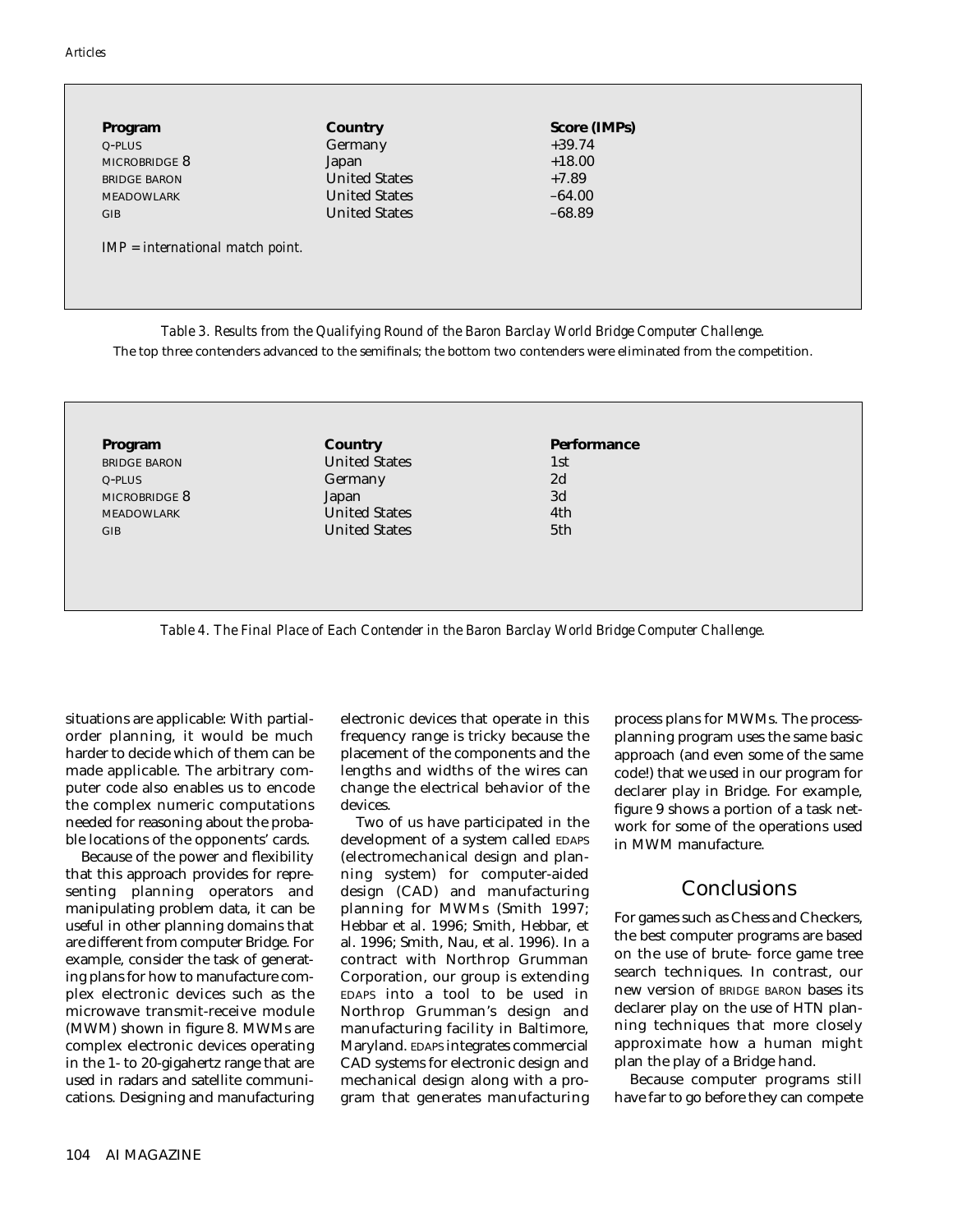| Program | Country | Score (IMPs) |
|---|---|---|
| Q-PLUS | Germany | +39.74 |
| MICROBRIDGE 8 | Japan | +18.00 |
| BRIDGE BARON | United States | +7.89 |
| MEADOWLARK | United States | –64.00 |
| GIB | United States | –68.89 |

*IMP = international match point.*

*Table 3. Results from the Qualifying Round of the Baron Barclay World Bridge Computer Challenge.*
The top three contenders advanced to the semifinals; the bottom two contenders were eliminated from the competition.

| Program | Country | Performance |
|---|---|---|
| BRIDGE BARON | United States | 1st |
| Q-PLUS | Germany | 2d |
| MICROBRIDGE 8 | Japan | 3d |
| MEADOWLARK | United States | 4th |
| GIB | United States | 5th |

*Table 4. The Final Place of Each Contender in the Baron Barclay World Bridge Computer Challenge.*

situations are applicable: With partial-order planning, it would be much harder to decide which of them can be made applicable. The arbitrary computer code also enables us to encode the complex numeric computations needed for reasoning about the probable locations of the opponents' cards.

Because of the power and flexibility that this approach provides for representing planning operators and manipulating problem data, it can be useful in other planning domains that are different from computer Bridge. For example, consider the task of generating plans for how to manufacture complex electronic devices such as the microwave transmit-receive module (MWM) shown in figure 8. MWMs are complex electronic devices operating in the 1- to 20-gigahertz range that are used in radars and satellite communications. Designing and manufacturing electronic devices that operate in this frequency range is tricky because the placement of the components and the lengths and widths of the wires can change the electrical behavior of the devices.

Two of us have participated in the development of a system called EDAPS (electromechanical design and planning system) for computer-aided design (CAD) and manufacturing planning for MWMs (Smith 1997; Hebbar et al. 1996; Smith, Hebbar, et al. 1996; Smith, Nau, et al. 1996). In a contract with Northrop Grumman Corporation, our group is extending EDAPS into a tool to be used in Northrop Grumman's design and manufacturing facility in Baltimore, Maryland. EDAPS integrates commercial CAD systems for electronic design and mechanical design along with a program that generates manufacturing process plans for MWMs. The process-planning program uses the same basic approach (and even some of the same code!) that we used in our program for declarer play in Bridge. For example, figure 9 shows a portion of a task network for some of the operations used in MWM manufacture.

## Conclusions

For games such as Chess and Checkers, the best computer programs are based on the use of brute- force game tree search techniques. In contrast, our new version of BRIDGE BARON bases its declarer play on the use of HTN planning techniques that more closely approximate how a human might plan the play of a Bridge hand.

Because computer programs still have far to go before they can compete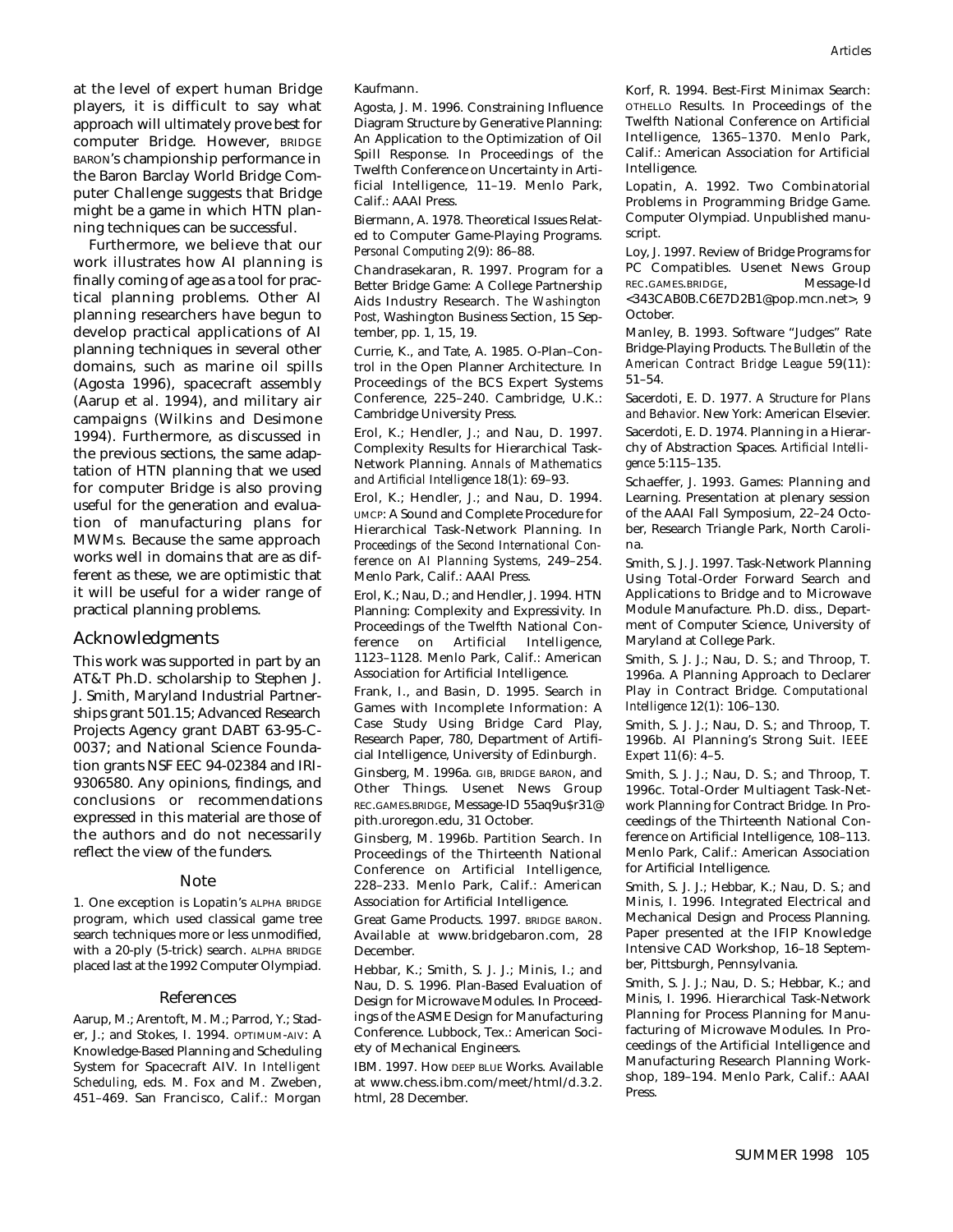at the level of expert human Bridge players, it is difficult to say what approach will ultimately prove best for computer Bridge. However, BRIDGE BARON's championship performance in the Baron Barclay World Bridge Computer Challenge suggests that Bridge might be a game in which HTN planning techniques can be successful.

Furthermore, we believe that our work illustrates how AI planning is finally coming of age as a tool for practical planning problems. Other AI planning researchers have begun to develop practical applications of AI planning techniques in several other domains, such as marine oil spills (Agosta 1996), spacecraft assembly (Aarup et al. 1994), and military air campaigns (Wilkins and Desimone 1994). Furthermore, as discussed in the previous sections, the same adaptation of HTN planning that we used for computer Bridge is also proving useful for the generation and evaluation of manufacturing plans for MWMs. Because the same approach works well in domains that are as different as these, we are optimistic that it will be useful for a wider range of practical planning problems.

## Acknowledgments

This work was supported in part by an AT&T Ph.D. scholarship to Stephen J. J. Smith, Maryland Industrial Partnerships grant 501.15; Advanced Research Projects Agency grant DABT 63-95-C-0037; and National Science Foundation grants NSF EEC 94-02384 and IRI-9306580. Any opinions, findings, and conclusions or recommendations expressed in this material are those of the authors and do not necessarily reflect the view of the funders.

### Note

1. One exception is Lopatin's ALPHA BRIDGE program, which used classical game tree search techniques more or less unmodified, with a 20-ply (5-trick) search. ALPHA BRIDGE placed last at the 1992 Computer Olympiad.

### References

Aarup, M.; Arentoft, M. M.; Parrod, Y.; Stader, J.; and Stokes, I. 1994. OPTIMUM-AIV: A Knowledge-Based Planning and Scheduling System for Spacecraft AIV. In *Intelligent Scheduling*, eds. M. Fox and M. Zweben, 451–469. San Francisco, Calif.: Morgan Kaufmann.

Agosta, J. M. 1996. Constraining Influence Diagram Structure by Generative Planning: An Application to the Optimization of Oil Spill Response. In Proceedings of the Twelfth Conference on Uncertainty in Artificial Intelligence, 11–19. Menlo Park, Calif.: AAAI Press.

Biermann, A. 1978. Theoretical Issues Related to Computer Game-Playing Programs. *Personal Computing* 2(9): 86–88.

Chandrasekaran, R. 1997. Program for a Better Bridge Game: A College Partnership Aids Industry Research. *The Washington Post*, Washington Business Section, 15 September, pp. 1, 15, 19.

Currie, K., and Tate, A. 1985. O-Plan–Control in the Open Planner Architecture. In Proceedings of the BCS Expert Systems Conference, 225–240. Cambridge, U.K.: Cambridge University Press.

Erol, K.; Hendler, J.; and Nau, D. 1997. Complexity Results for Hierarchical Task-Network Planning. *Annals of Mathematics and Artificial Intelligence* 18(1): 69–93.

Erol, K.; Hendler, J.; and Nau, D. 1994. UMCP: A Sound and Complete Procedure for Hierarchical Task-Network Planning. In *Proceedings of the Second International Conference on AI Planning Systems*, 249–254. Menlo Park, Calif.: AAAI Press.

Erol, K.; Nau, D.; and Hendler, J. 1994. HTN Planning: Complexity and Expressivity. In Proceedings of the Twelfth National Conference on Artificial Intelligence, 1123–1128. Menlo Park, Calif.: American Association for Artificial Intelligence.

Frank, I., and Basin, D. 1995. Search in Games with Incomplete Information: A Case Study Using Bridge Card Play, Research Paper, 780, Department of Artificial Intelligence, University of Edinburgh.

Ginsberg, M. 1996a. GIB, BRIDGE BARON, and Other Things. Usenet News Group REC.GAMES.BRIDGE, Message-ID 55aq9u$r31@pith.uroregon.edu, 31 October.

Ginsberg, M. 1996b. Partition Search. In Proceedings of the Thirteenth National Conference on Artificial Intelligence, 228–233. Menlo Park, Calif.: American Association for Artificial Intelligence.

Great Game Products. 1997. BRIDGE BARON. Available at www.bridgebaron.com, 28 December.

Hebbar, K.; Smith, S. J. J.; Minis, I.; and Nau, D. S. 1996. Plan-Based Evaluation of Design for Microwave Modules. In Proceedings of the ASME Design for Manufacturing Conference. Lubbock, Tex.: American Society of Mechanical Engineers.

IBM. 1997. How DEEP BLUE Works. Available at www.chess.ibm.com/meet/html/d.3.2.html, 28 December.

Korf, R. 1994. Best-First Minimax Search: OTHELLO Results. In Proceedings of the Twelfth National Conference on Artificial Intelligence, 1365–1370. Menlo Park, Calif.: American Association for Artificial Intelligence.

Lopatin, A. 1992. Two Combinatorial Problems in Programming Bridge Game. Computer Olympiad. Unpublished manuscript.

Loy, J. 1997. Review of Bridge Programs for PC Compatibles. Usenet News Group REC.GAMES.BRIDGE, Message-Id <343CAB0B.C6E7D2B1@pop.mcn.net>, 9 October.

Manley, B. 1993. Software "Judges" Rate Bridge-Playing Products. *The Bulletin of the American Contract Bridge League* 59(11): 51–54.

Sacerdoti, E. D. 1977. *A Structure for Plans and Behavior*. New York: American Elsevier.

Sacerdoti, E. D. 1974. Planning in a Hierarchy of Abstraction Spaces. *Artificial Intelligence* 5:115–135.

Schaeffer, J. 1993. Games: Planning and Learning. Presentation at plenary session of the AAAI Fall Symposium, 22–24 October, Research Triangle Park, North Carolina.

Smith, S. J. J. 1997. Task-Network Planning Using Total-Order Forward Search and Applications to Bridge and to Microwave Module Manufacture. Ph.D. diss., Department of Computer Science, University of Maryland at College Park.

Smith, S. J. J.; Nau, D. S.; and Throop, T. 1996a. A Planning Approach to Declarer Play in Contract Bridge. *Computational Intelligence* 12(1): 106–130.

Smith, S. J. J.; Nau, D. S.; and Throop, T. 1996b. AI Planning's Strong Suit. *IEEE Expert* 11(6): 4–5.

Smith, S. J. J.; Nau, D. S.; and Throop, T. 1996c. Total-Order Multiagent Task-Network Planning for Contract Bridge. In Proceedings of the Thirteenth National Conference on Artificial Intelligence, 108–113. Menlo Park, Calif.: American Association for Artificial Intelligence.

Smith, S. J. J.; Hebbar, K.; Nau, D. S.; and Minis, I. 1996. Integrated Electrical and Mechanical Design and Process Planning. Paper presented at the IFIP Knowledge Intensive CAD Workshop, 16–18 September, Pittsburgh, Pennsylvania.

Smith, S. J. J.; Nau, D. S.; Hebbar, K.; and Minis, I. 1996. Hierarchical Task-Network Planning for Process Planning for Manufacturing of Microwave Modules. In Proceedings of the Artificial Intelligence and Manufacturing Research Planning Workshop, 189–194. Menlo Park, Calif.: AAAI Press.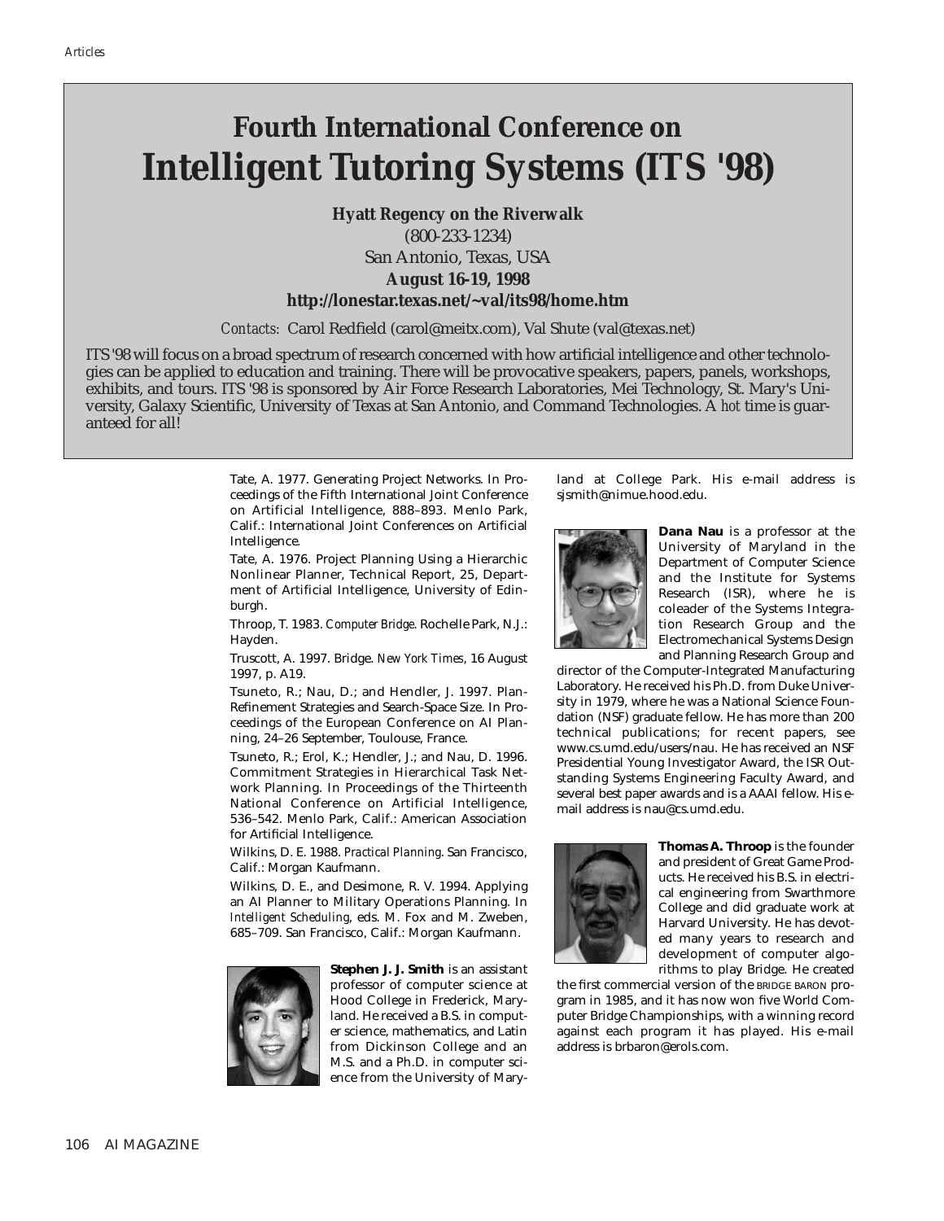# Fourth International Conference on Intelligent Tutoring Systems (ITS '98)

**Hyatt Regency on the Riverwalk**
(800-233-1234)
San Antonio, Texas, USA
**August 16-19, 1998**
**http://lonestar.texas.net/~val/its98/home.htm**

*Contacts:* Carol Redfield (carol@meitx.com), Val Shute (val@texas.net)

ITS '98 will focus on a broad spectrum of research concerned with how artificial intelligence and other technologies can be applied to education and training. There will be provocative speakers, papers, panels, workshops, exhibits, and tours. ITS '98 is sponsored by Air Force Research Laboratories, Mei Technology, St. Mary's University, Galaxy Scientific, University of Texas at San Antonio, and Command Technologies. A *hot* time is guaranteed for all!

Tate, A. 1977. Generating Project Networks. In Proceedings of the Fifth International Joint Conference on Artificial Intelligence, 888–893. Menlo Park, Calif.: International Joint Conferences on Artificial Intelligence.

Tate, A. 1976. Project Planning Using a Hierarchic Nonlinear Planner, Technical Report, 25, Department of Artificial Intelligence, University of Edinburgh.

Throop, T. 1983. *Computer Bridge*. Rochelle Park, N.J.: Hayden.

Truscott, A. 1997. Bridge. *New York Times*, 16 August 1997, p. A19.

Tsuneto, R.; Nau, D.; and Hendler, J. 1997. Plan-Refinement Strategies and Search-Space Size. In Proceedings of the European Conference on AI Planning, 24–26 September, Toulouse, France.

Tsuneto, R.; Erol, K.; Hendler, J.; and Nau, D. 1996. Commitment Strategies in Hierarchical Task Network Planning. In Proceedings of the Thirteenth National Conference on Artificial Intelligence, 536–542. Menlo Park, Calif.: American Association for Artificial Intelligence.

Wilkins, D. E. 1988. *Practical Planning*. San Francisco, Calif.: Morgan Kaufmann.

Wilkins, D. E., and Desimone, R. V. 1994. Applying an AI Planner to Military Operations Planning. In *Intelligent Scheduling*, eds. M. Fox and M. Zweben, 685–709. San Francisco, Calif.: Morgan Kaufmann.

**Stephen J. J. Smith** is an assistant professor of computer science at Hood College in Frederick, Maryland. He received a B.S. in computer science, mathematics, and Latin from Dickinson College and an M.S. and a Ph.D. in computer science from the University of Maryland at College Park. His e-mail address is sjsmith@nimue.hood.edu.

**Dana Nau** is a professor at the University of Maryland in the Department of Computer Science and the Institute for Systems Research (ISR), where he is coleader of the Systems Integration Research Group and the Electromechanical Systems Design and Planning Research Group and director of the Computer-Integrated Manufacturing Laboratory. He received his Ph.D. from Duke University in 1979, where he was a National Science Foundation (NSF) graduate fellow. He has more than 200 technical publications; for recent papers, see www.cs.umd.edu/users/nau. He has received an NSF Presidential Young Investigator Award, the ISR Outstanding Systems Engineering Faculty Award, and several best paper awards and is a AAAI fellow. His e-mail address is nau@cs.umd.edu.

**Thomas A. Throop** is the founder and president of Great Game Products. He received his B.S. in electrical engineering from Swarthmore College and did graduate work at Harvard University. He has devoted many years to research and development of computer algorithms to play Bridge. He created the first commercial version of the BRIDGE BARON program in 1985, and it has now won five World Computer Bridge Championships, with a winning record against each program it has played. His e-mail address is brbaron@erols.com.